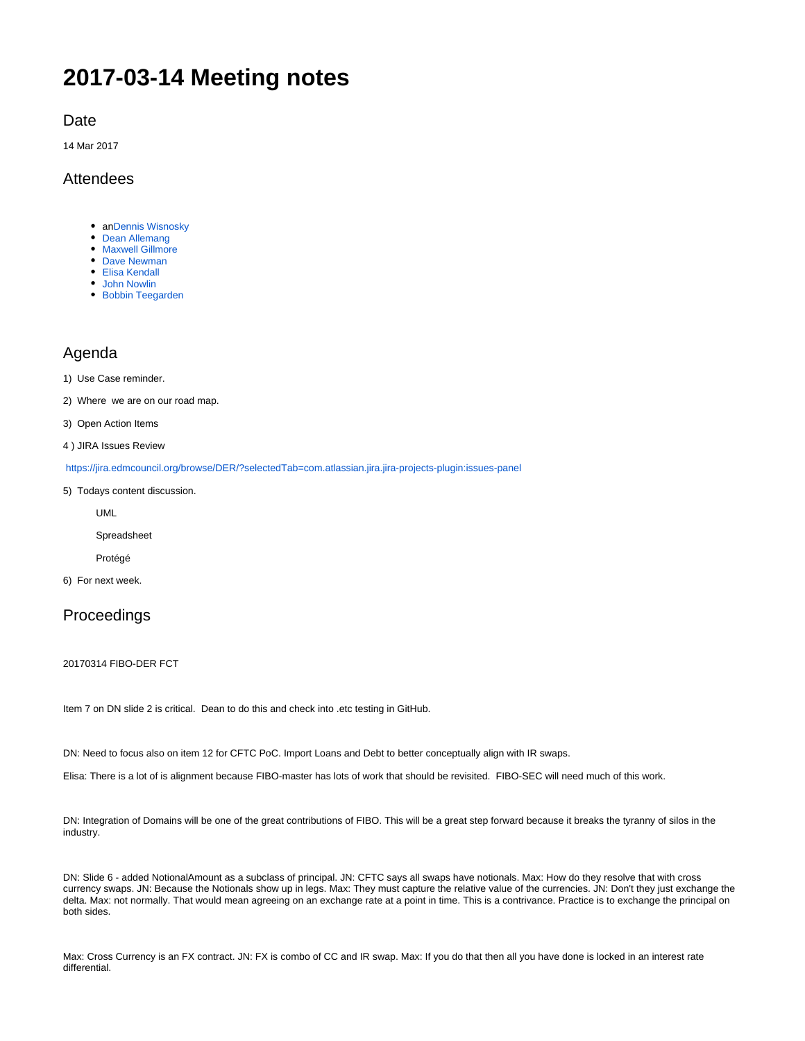# 2017-03-14 Meeting notes

## Date

14 Mar 2017

## Attendees

- anDennis Wisnosky
- Dean Allemang
- Maxwell Gillmore
- Dave Newman
- Elisa Kendall
- John Nowlin
- Bobbin Teegarden

## Agenda

1) Use Case reminder.

2) Where we are on our road map.

3) Open Action Items

4 ) JIRA Issues Review

https://jira.edmcouncil.org/browse/DER/?selectedTab=com.atlassian.jira.jira-projects-plugin:issues-panel

5) Todays content discussion.

UML

Spreadsheet

Protégé

6) For next week.

## Proceedings

20170314 FIBO-DER FCT

Item 7 on DN slide 2 is critical. Dean to do this and check into .etc testing in GitHub.

DN: Need to focus also on item 12 for CFTC PoC. Import Loans and Debt to better conceptually align with IR swaps.

Elisa: There is a lot of is alignment because FIBO-master has lots of work that should be revisited. FIBO-SEC will need much of this work.

DN: Integration of Domains will be one of the great contributions of FIBO. This will be a great step forward because it breaks the tyranny of silos in the industry.

DN: Slide 6 - added NotionalAmount as a subclass of principal. JN: CFTC says all swaps have notionals. Max: How do they resolve that with cross currency swaps. JN: Because the Notionals show up in legs. Max: They must capture the relative value of the currencies. JN: Don't they just exchange the delta. Max: not normally. That would mean agreeing on an exchange rate at a point in time. This is a contrivance. Practice is to exchange the principal on both sides.

Max: Cross Currency is an FX contract. JN: FX is combo of CC and IR swap. Max: If you do that then all you have done is locked in an interest rate differential.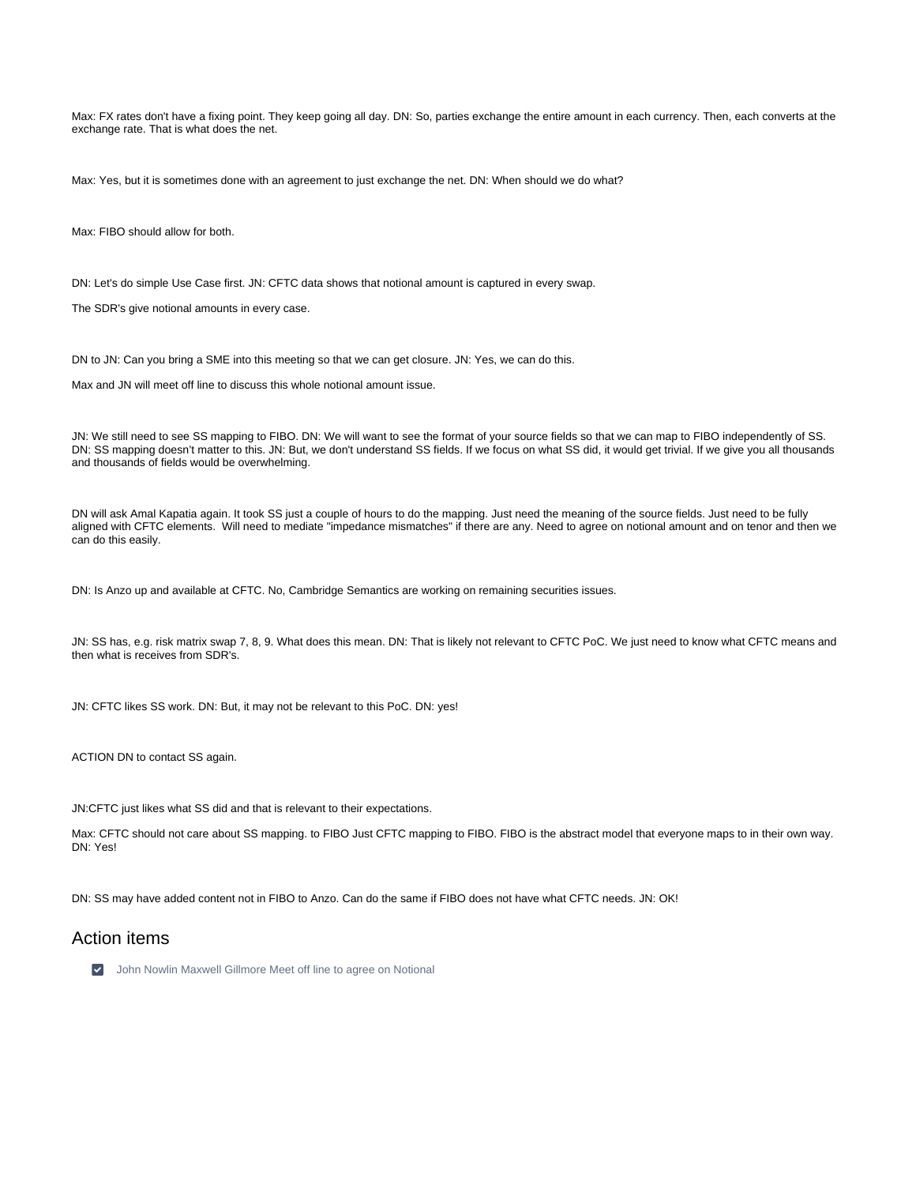Max: FX rates don't have a fixing point. They keep going all day. DN: So, parties exchange the entire amount in each currency. Then, each converts at the exchange rate. That is what does the net.

Max: Yes, but it is sometimes done with an agreement to just exchange the net. DN: When should we do what?

Max: FIBO should allow for both.

DN: Let's do simple Use Case first. JN: CFTC data shows that notional amount is captured in every swap.

The SDR's give notional amounts in every case.

DN to JN: Can you bring a SME into this meeting so that we can get closure. JN: Yes, we can do this.

Max and JN will meet off line to discuss this whole notional amount issue.

JN: We still need to see SS mapping to FIBO. DN: We will want to see the format of your source fields so that we can map to FIBO independently of SS. DN: SS mapping doesn't matter to this. JN: But, we don't understand SS fields. If we focus on what SS did, it would get trivial. If we give you all thousands and thousands of fields would be overwhelming.

DN will ask Amal Kapatia again. It took SS just a couple of hours to do the mapping. Just need the meaning of the source fields. Just need to be fully aligned with CFTC elements. Will need to mediate "impedance mismatches" if there are any. Need to agree on notional amount and on tenor and then we can do this easily.

DN: Is Anzo up and available at CFTC. No, Cambridge Semantics are working on remaining securities issues.

JN: SS has, e.g. risk matrix swap 7, 8, 9. What does this mean. DN: That is likely not relevant to CFTC PoC. We just need to know what CFTC means and then what is receives from SDR's.

JN: CFTC likes SS work. DN: But, it may not be relevant to this PoC. DN: yes!

ACTION DN to contact SS again.

JN:CFTC just likes what SS did and that is relevant to their expectations.

Max: CFTC should not care about SS mapping. to FIBO Just CFTC mapping to FIBO. FIBO is the abstract model that everyone maps to in their own way. DN: Yes!

DN: SS may have added content not in FIBO to Anzo. Can do the same if FIBO does not have what CFTC needs. JN: OK!

## Action items

- [x] John Nowlin Maxwell Gillmore Meet off line to agree on Notional